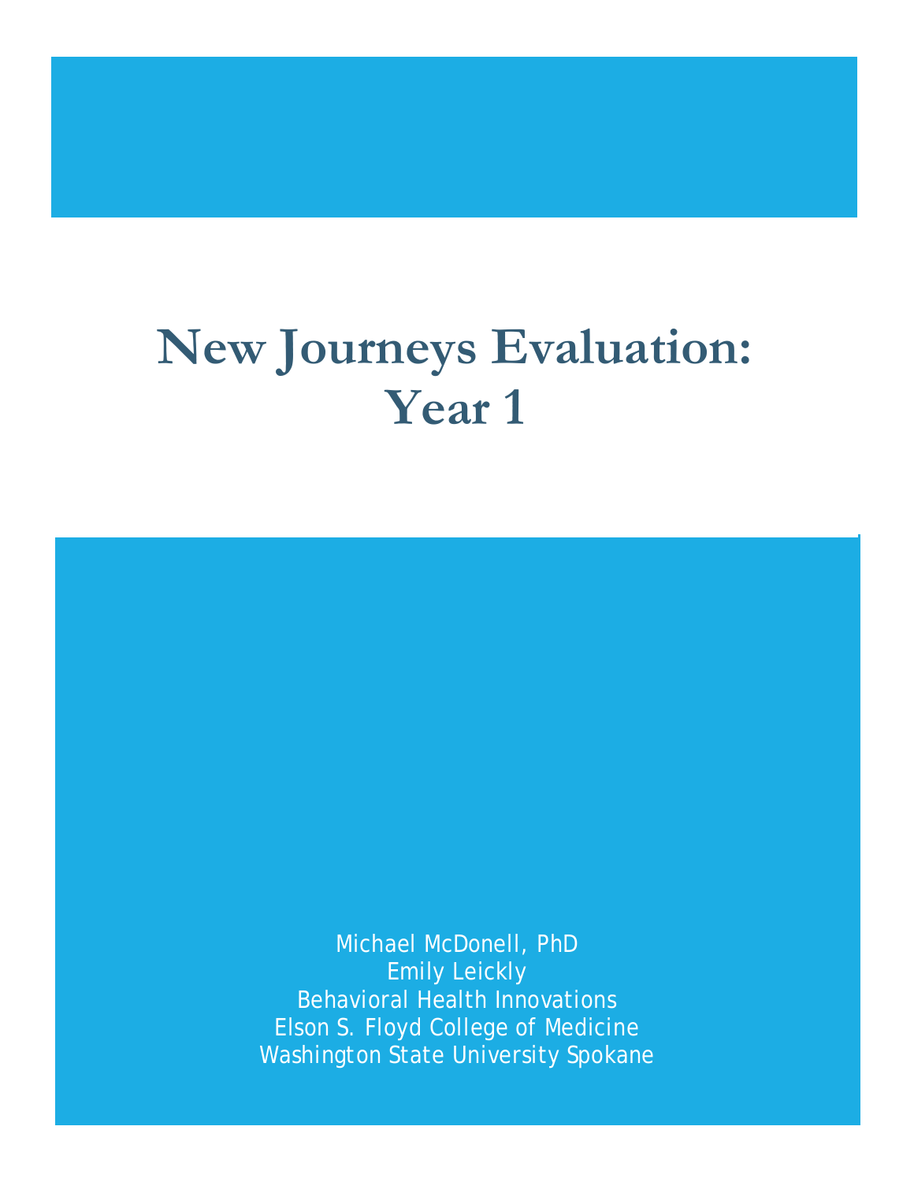# New Journeys Evaluation: Year 1

Michael McDonell, PhD
Emily Leickly
Behavioral Health Innovations
Elson S. Floyd College of Medicine
Washington State University Spokane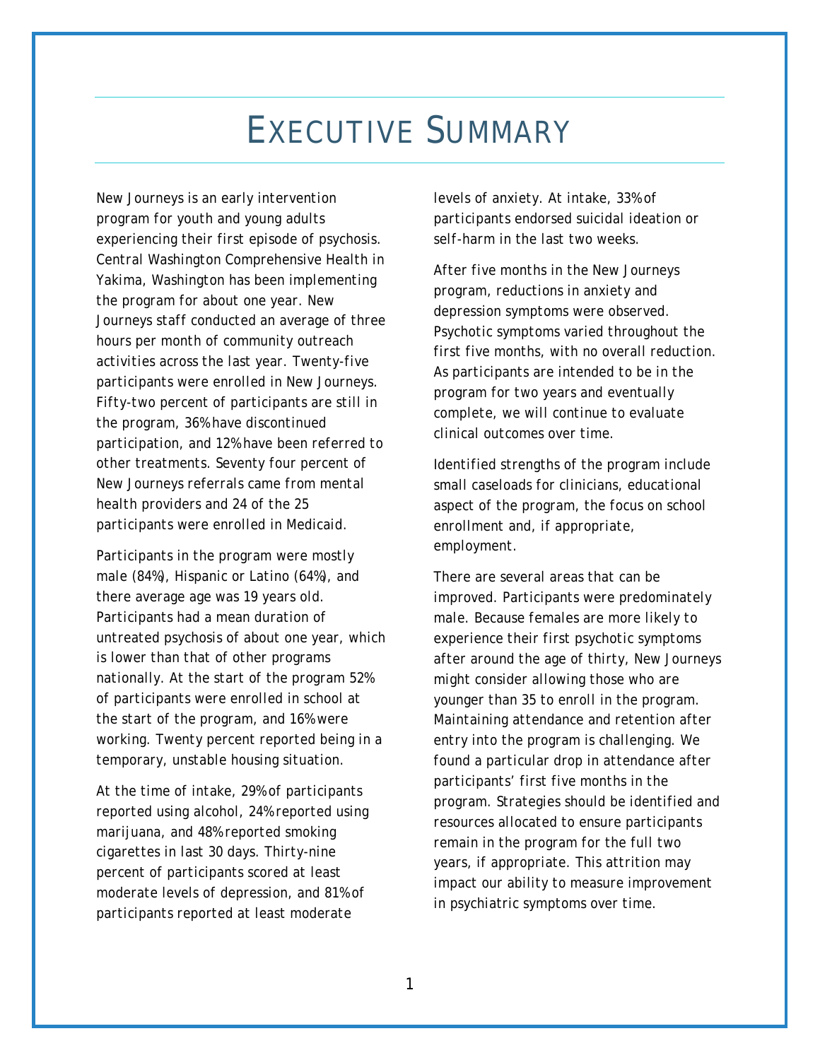# EXECUTIVE SUMMARY

New Journeys is an early intervention program for youth and young adults experiencing their first episode of psychosis. Central Washington Comprehensive Health in Yakima, Washington has been implementing the program for about one year. New Journeys staff conducted an average of three hours per month of community outreach activities across the last year. Twenty-five participants were enrolled in New Journeys. Fifty-two percent of participants are still in the program, 36% have discontinued participation, and 12% have been referred to other treatments. Seventy four percent of New Journeys referrals came from mental health providers and 24 of the 25 participants were enrolled in Medicaid.

Participants in the program were mostly male (84%), Hispanic or Latino (64%), and there average age was 19 years old. Participants had a mean duration of untreated psychosis of about one year, which is lower than that of other programs nationally. At the start of the program 52% of participants were enrolled in school at the start of the program, and 16% were working. Twenty percent reported being in a temporary, unstable housing situation.

At the time of intake, 29% of participants reported using alcohol, 24% reported using marijuana, and 48% reported smoking cigarettes in last 30 days. Thirty-nine percent of participants scored at least moderate levels of depression, and 81% of participants reported at least moderate levels of anxiety. At intake, 33% of participants endorsed suicidal ideation or self-harm in the last two weeks.

After five months in the New Journeys program, reductions in anxiety and depression symptoms were observed. Psychotic symptoms varied throughout the first five months, with no overall reduction. As participants are intended to be in the program for two years and eventually complete, we will continue to evaluate clinical outcomes over time.

Identified strengths of the program include small caseloads for clinicians, educational aspect of the program, the focus on school enrollment and, if appropriate, employment.

There are several areas that can be improved. Participants were predominately male. Because females are more likely to experience their first psychotic symptoms after around the age of thirty, New Journeys might consider allowing those who are younger than 35 to enroll in the program. Maintaining attendance and retention after entry into the program is challenging. We found a particular drop in attendance after participants' first five months in the program. Strategies should be identified and resources allocated to ensure participants remain in the program for the full two years, if appropriate. This attrition may impact our ability to measure improvement in psychiatric symptoms over time.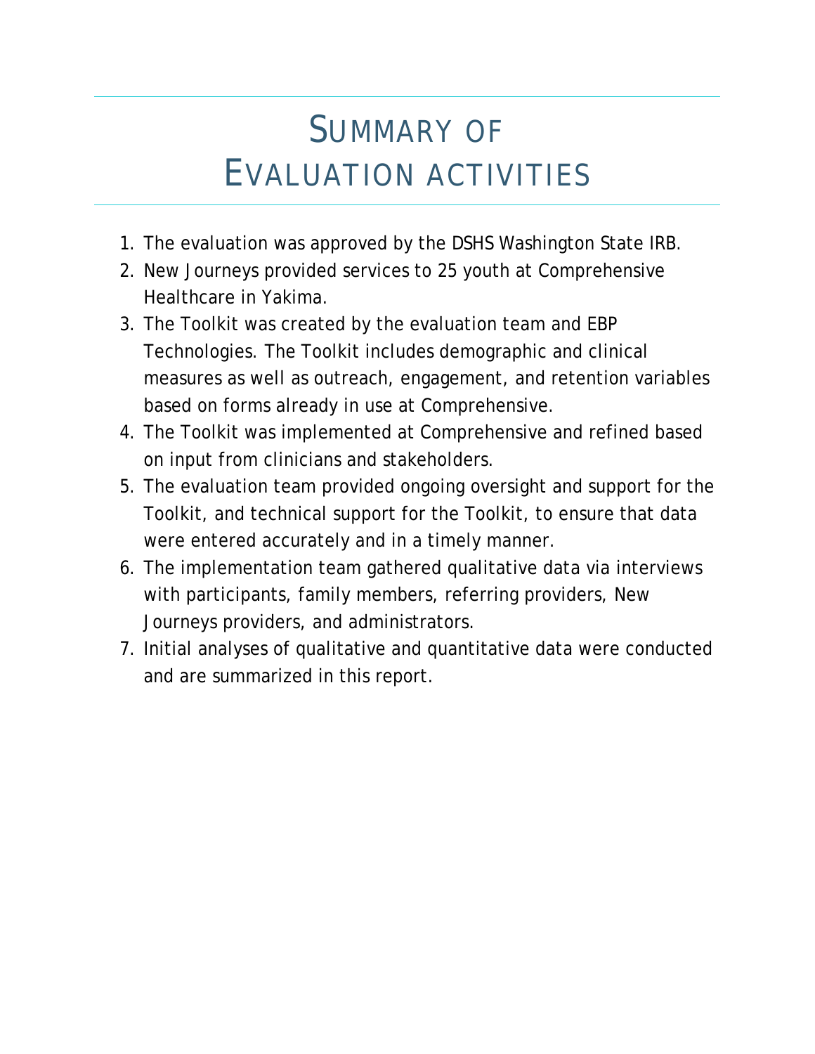# Summary of Evaluation Activities

1. The evaluation was approved by the DSHS Washington State IRB.
2. New Journeys provided services to 25 youth at Comprehensive Healthcare in Yakima.
3. The Toolkit was created by the evaluation team and EBP Technologies. The Toolkit includes demographic and clinical measures as well as outreach, engagement, and retention variables based on forms already in use at Comprehensive.
4. The Toolkit was implemented at Comprehensive and refined based on input from clinicians and stakeholders.
5. The evaluation team provided ongoing oversight and support for the Toolkit, and technical support for the Toolkit, to ensure that data were entered accurately and in a timely manner.
6. The implementation team gathered qualitative data via interviews with participants, family members, referring providers, New Journeys providers, and administrators.
7. Initial analyses of qualitative and quantitative data were conducted and are summarized in this report.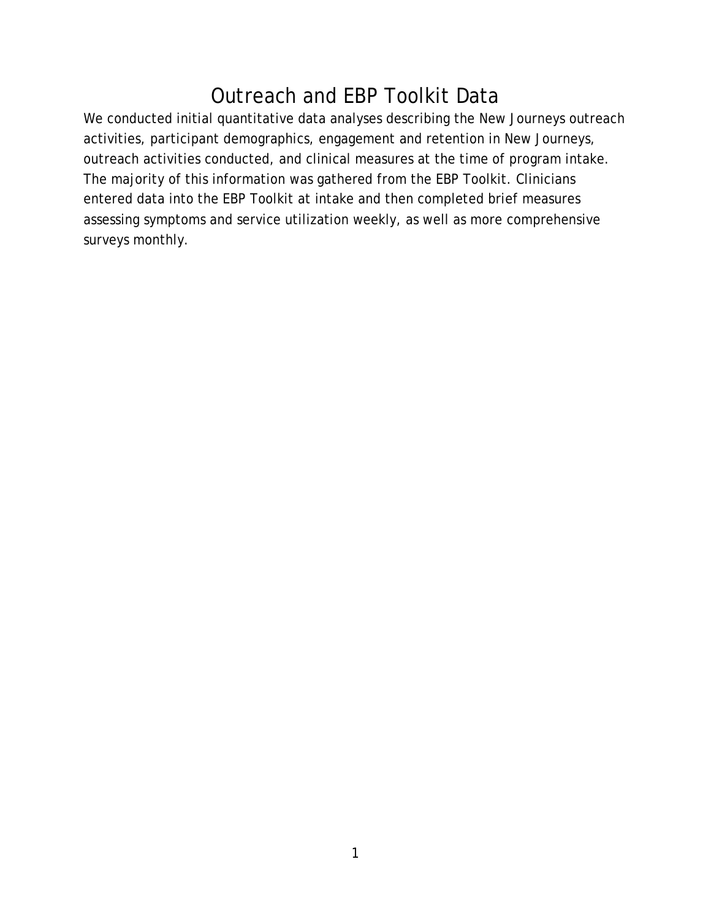# Outreach and EBP Toolkit Data

We conducted initial quantitative data analyses describing the New Journeys outreach activities, participant demographics, engagement and retention in New Journeys, outreach activities conducted, and clinical measures at the time of program intake. The majority of this information was gathered from the EBP Toolkit. Clinicians entered data into the EBP Toolkit at intake and then completed brief measures assessing symptoms and service utilization weekly, as well as more comprehensive surveys monthly.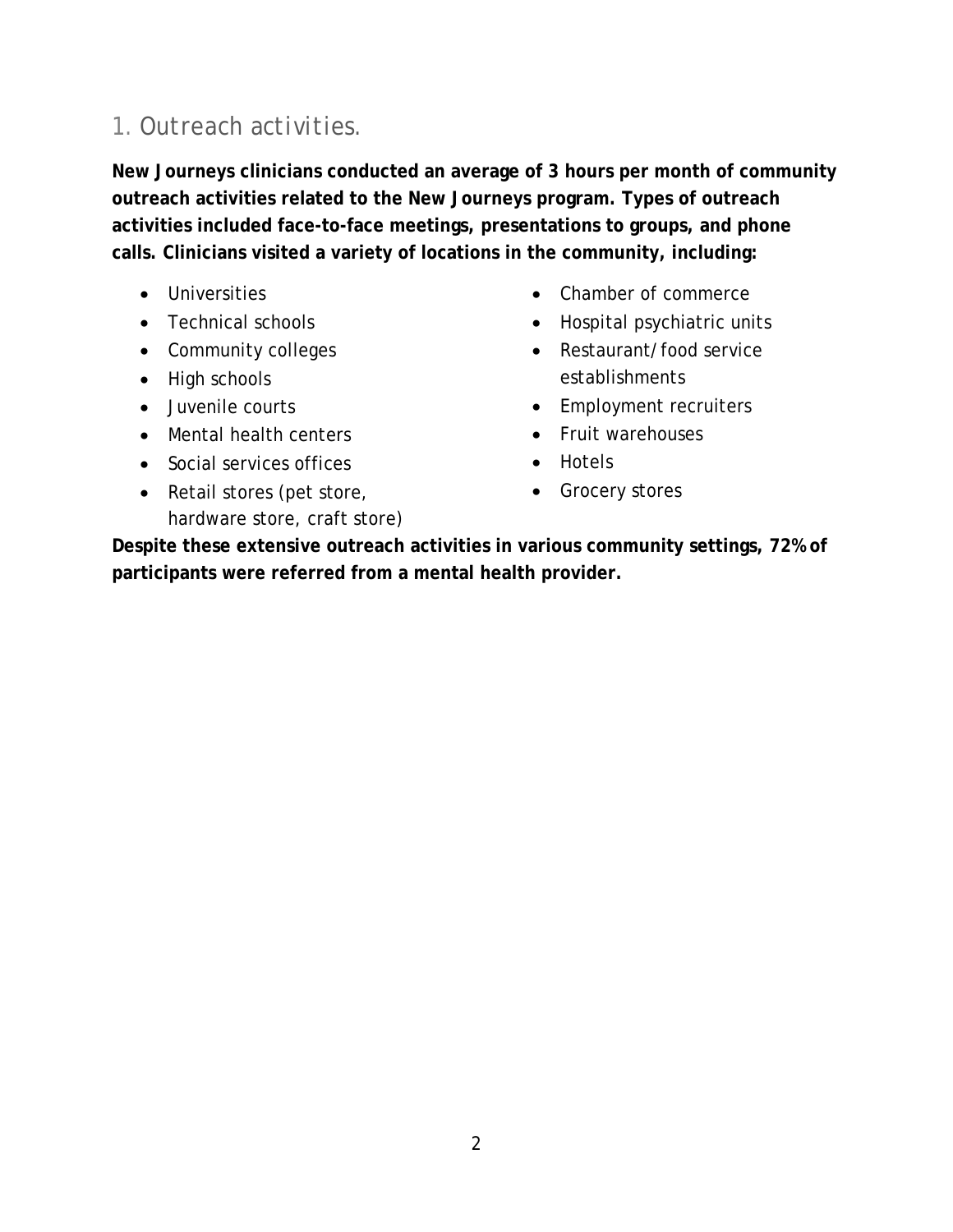## 1. Outreach activities.

**New Journeys clinicians conducted an average of 3 hours per month of community outreach activities related to the New Journeys program. Types of outreach activities included face-to-face meetings, presentations to groups, and phone calls. Clinicians visited a variety of locations in the community, including:**

- Universities
- Technical schools
- Community colleges
- High schools
- Juvenile courts
- Mental health centers
- Social services offices
- Retail stores (pet store, hardware store, craft store)
- Chamber of commerce
- Hospital psychiatric units
- Restaurant/food service establishments
- Employment recruiters
- Fruit warehouses
- Hotels
- Grocery stores

**Despite these extensive outreach activities in various community settings, 72% of participants were referred from a mental health provider.**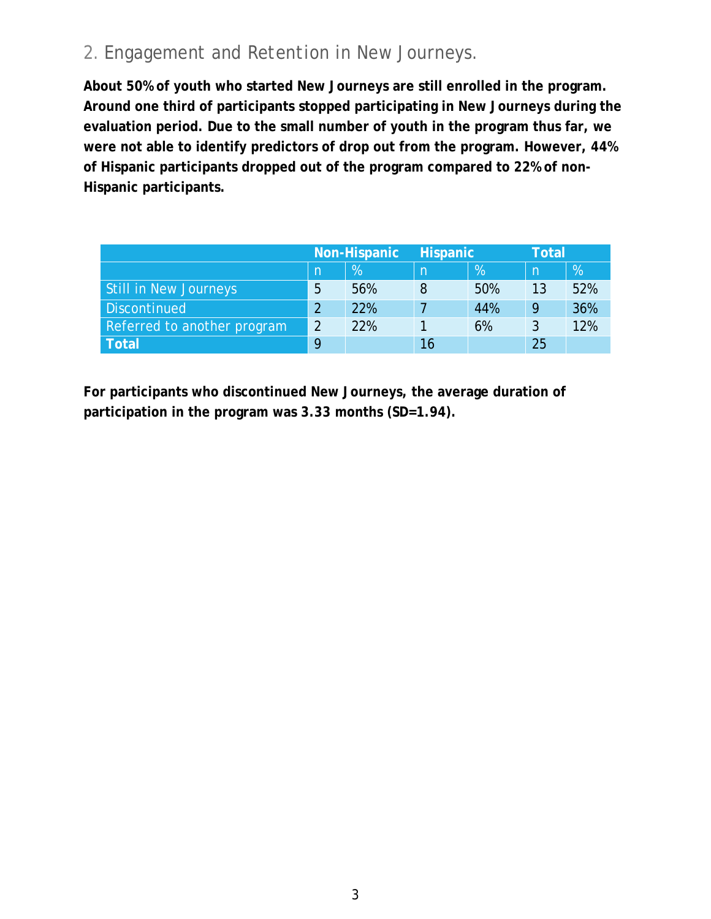## 2. Engagement and Retention in New Journeys.

**About 50% of youth who started New Journeys are still enrolled in the program. Around one third of participants stopped participating in New Journeys during the evaluation period. Due to the small number of youth in the program thus far, we were not able to identify predictors of drop out from the program. However, 44% of Hispanic participants dropped out of the program compared to 22% of non-Hispanic participants.**

| | Non-Hispanic | | Hispanic | | Total | |
|---|---|---|---|---|---|---|
| | n | % | n | % | n | % |
| Still in New Journeys | 5 | 56% | 8 | 50% | 13 | 52% |
| Discontinued | 2 | 22% | 7 | 44% | 9 | 36% |
| Referred to another program | 2 | 22% | 1 | 6% | 3 | 12% |
| **Total** | 9 | | 16 | | 25 | |

**For participants who discontinued New Journeys, the average duration of participation in the program was 3.33 months (SD=1.94).**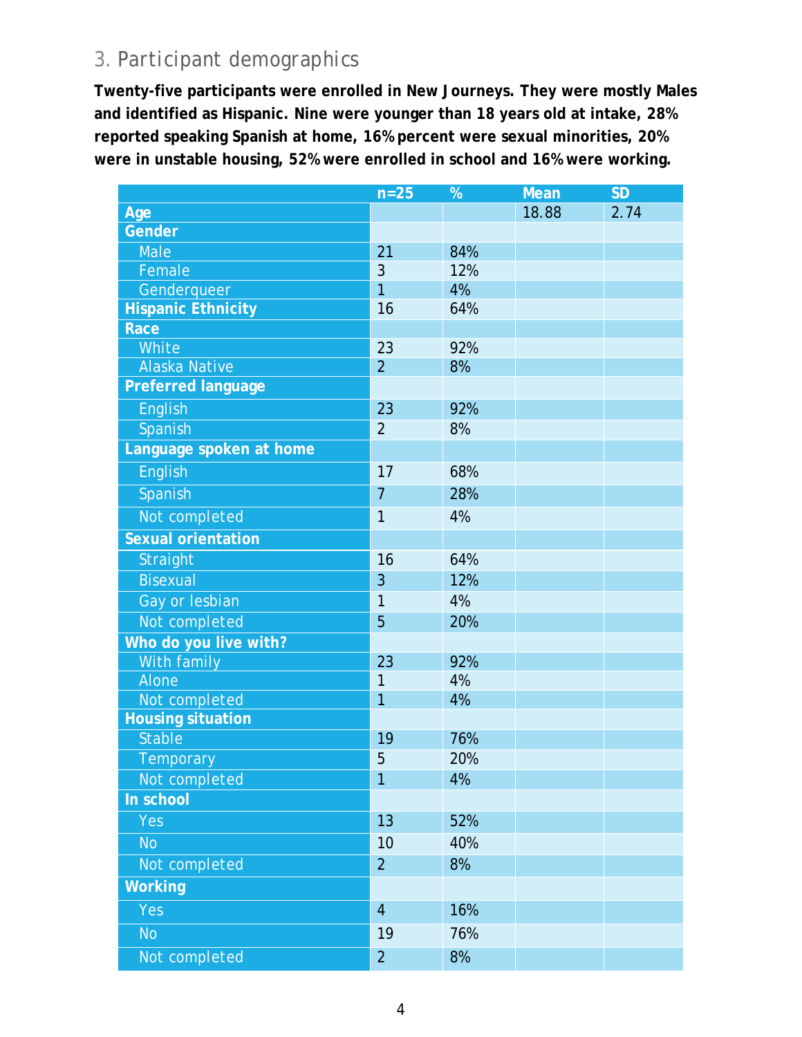## 3. Participant demographics

**Twenty-five participants were enrolled in New Journeys. They were mostly Males and identified as Hispanic. Nine were younger than 18 years old at intake, 28% reported speaking Spanish at home, 16% percent were sexual minorities, 20% were in unstable housing, 52% were enrolled in school and 16% were working.**

| | n=25 | % | Mean | SD |
|---|---|---|---|---|
| **Age** | | | 18.88 | 2.74 |
| **Gender** | | | | |
| Male | 21 | 84% | | |
| Female | 3 | 12% | | |
| Genderqueer | 1 | 4% | | |
| **Hispanic Ethnicity** | 16 | 64% | | |
| **Race** | | | | |
| White | 23 | 92% | | |
| Alaska Native | 2 | 8% | | |
| **Preferred language** | | | | |
| English | 23 | 92% | | |
| Spanish | 2 | 8% | | |
| **Language spoken at home** | | | | |
| English | 17 | 68% | | |
| Spanish | 7 | 28% | | |
| Not completed | 1 | 4% | | |
| **Sexual orientation** | | | | |
| Straight | 16 | 64% | | |
| Bisexual | 3 | 12% | | |
| Gay or lesbian | 1 | 4% | | |
| Not completed | 5 | 20% | | |
| **Who do you live with?** | | | | |
| With family | 23 | 92% | | |
| Alone | 1 | 4% | | |
| Not completed | 1 | 4% | | |
| **Housing situation** | | | | |
| Stable | 19 | 76% | | |
| Temporary | 5 | 20% | | |
| Not completed | 1 | 4% | | |
| **In school** | | | | |
| Yes | 13 | 52% | | |
| No | 10 | 40% | | |
| Not completed | 2 | 8% | | |
| **Working** | | | | |
| Yes | 4 | 16% | | |
| No | 19 | 76% | | |
| Not completed | 2 | 8% | | |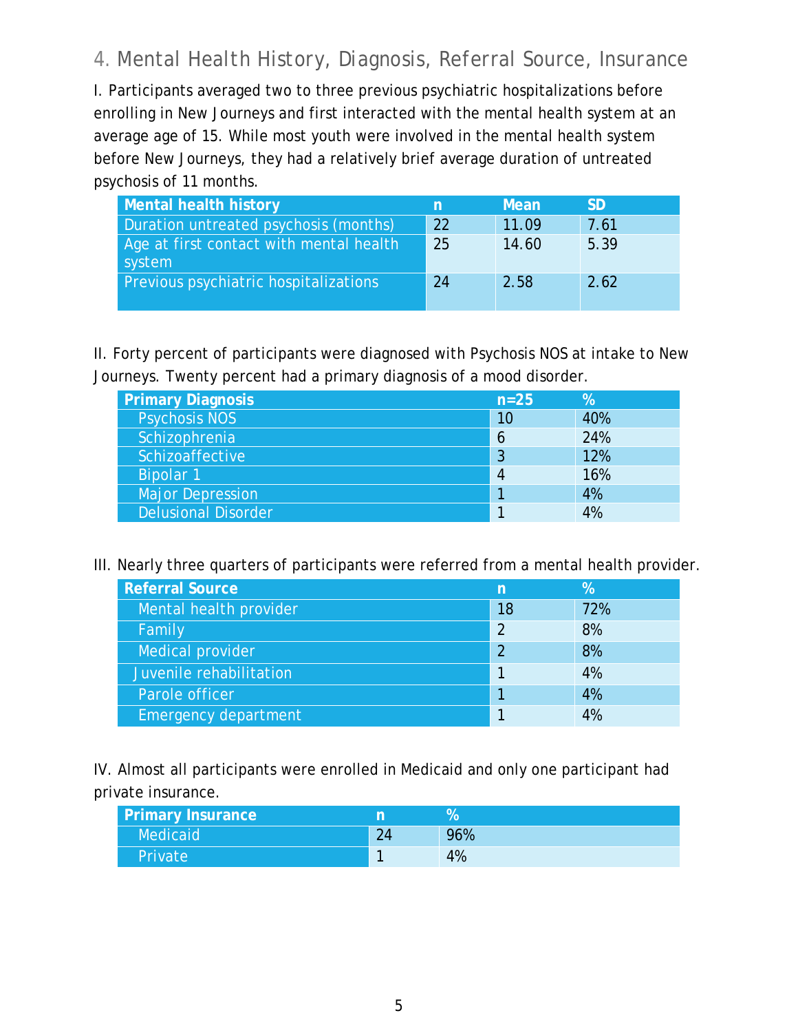## 4. Mental Health History, Diagnosis, Referral Source, Insurance

I. Participants averaged two to three previous psychiatric hospitalizations before enrolling in New Journeys and first interacted with the mental health system at an average age of 15. While most youth were involved in the mental health system before New Journeys, they had a relatively brief average duration of untreated psychosis of 11 months.

| Mental health history | n | Mean | SD |
|---|---|---|---|
| Duration untreated psychosis (months) | 22 | 11.09 | 7.61 |
| Age at first contact with mental health system | 25 | 14.60 | 5.39 |
| Previous psychiatric hospitalizations | 24 | 2.58 | 2.62 |

II. Forty percent of participants were diagnosed with Psychosis NOS at intake to New Journeys. Twenty percent had a primary diagnosis of a mood disorder.

| Primary Diagnosis | n=25 | % |
|---|---|---|
| Psychosis NOS | 10 | 40% |
| Schizophrenia | 6 | 24% |
| Schizoaffective | 3 | 12% |
| Bipolar 1 | 4 | 16% |
| Major Depression | 1 | 4% |
| Delusional Disorder | 1 | 4% |

III. Nearly three quarters of participants were referred from a mental health provider.

| Referral Source | n | % |
|---|---|---|
| Mental health provider | 18 | 72% |
| Family | 2 | 8% |
| Medical provider | 2 | 8% |
| Juvenile rehabilitation | 1 | 4% |
| Parole officer | 1 | 4% |
| Emergency department | 1 | 4% |

IV. Almost all participants were enrolled in Medicaid and only one participant had private insurance.

| Primary Insurance | n | % |
|---|---|---|
| Medicaid | 24 | 96% |
| Private | 1 | 4% |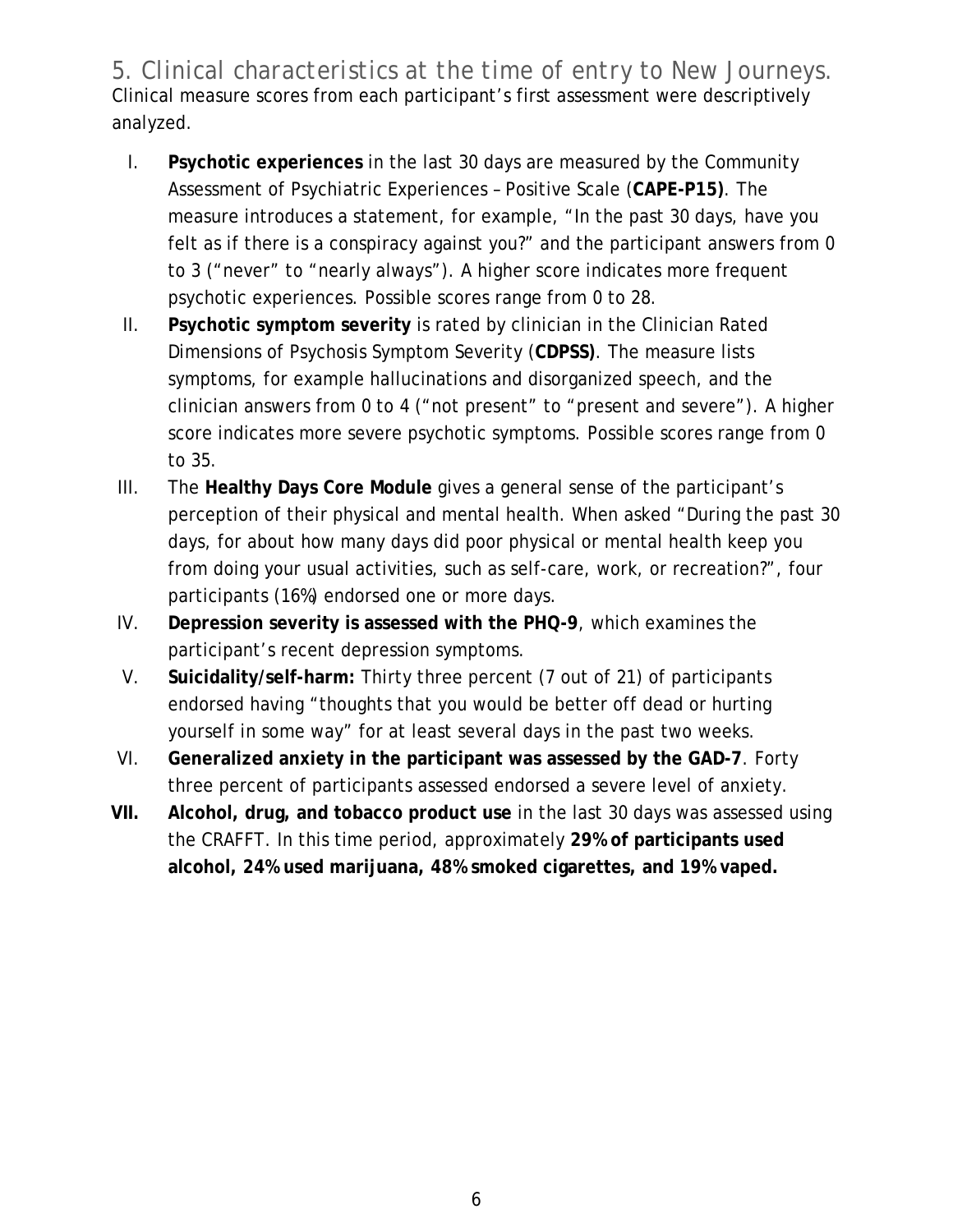## 5. Clinical characteristics at the time of entry to New Journeys.

Clinical measure scores from each participant's first assessment were descriptively analyzed.

I. **Psychotic experiences** in the last 30 days are measured by the Community Assessment of Psychiatric Experiences – Positive Scale (**CAPE-P15)**. The measure introduces a statement, for example, "In the past 30 days, have you felt as if there is a conspiracy against you?" and the participant answers from 0 to 3 ("never" to "nearly always"). A higher score indicates more frequent psychotic experiences. Possible scores range from 0 to 28.

II. **Psychotic symptom severity** is rated by clinician in the Clinician Rated Dimensions of Psychosis Symptom Severity (**CDPSS)**. The measure lists symptoms, for example hallucinations and disorganized speech, and the clinician answers from 0 to 4 ("not present" to "present and severe"). A higher score indicates more severe psychotic symptoms. Possible scores range from 0 to 35.

III. The **Healthy Days Core Module** gives a general sense of the participant's perception of their physical and mental health. When asked "During the past 30 days, for about how many days did poor physical or mental health keep you from doing your usual activities, such as self-care, work, or recreation?", four participants (16%) endorsed one or more days.

IV. **Depression severity is assessed with the PHQ-9**, which examines the participant's recent depression symptoms.

V. **Suicidality/self-harm:** Thirty three percent (7 out of 21) of participants endorsed having "thoughts that you would be better off dead or hurting yourself in some way" for at least several days in the past two weeks.

VI. **Generalized anxiety in the participant was assessed by the GAD-7**. Forty three percent of participants assessed endorsed a severe level of anxiety.

**VII.** **Alcohol, drug, and tobacco product use** in the last 30 days was assessed using the CRAFFT. In this time period, approximately **29% of participants used alcohol, 24% used marijuana, 48% smoked cigarettes, and 19% vaped.**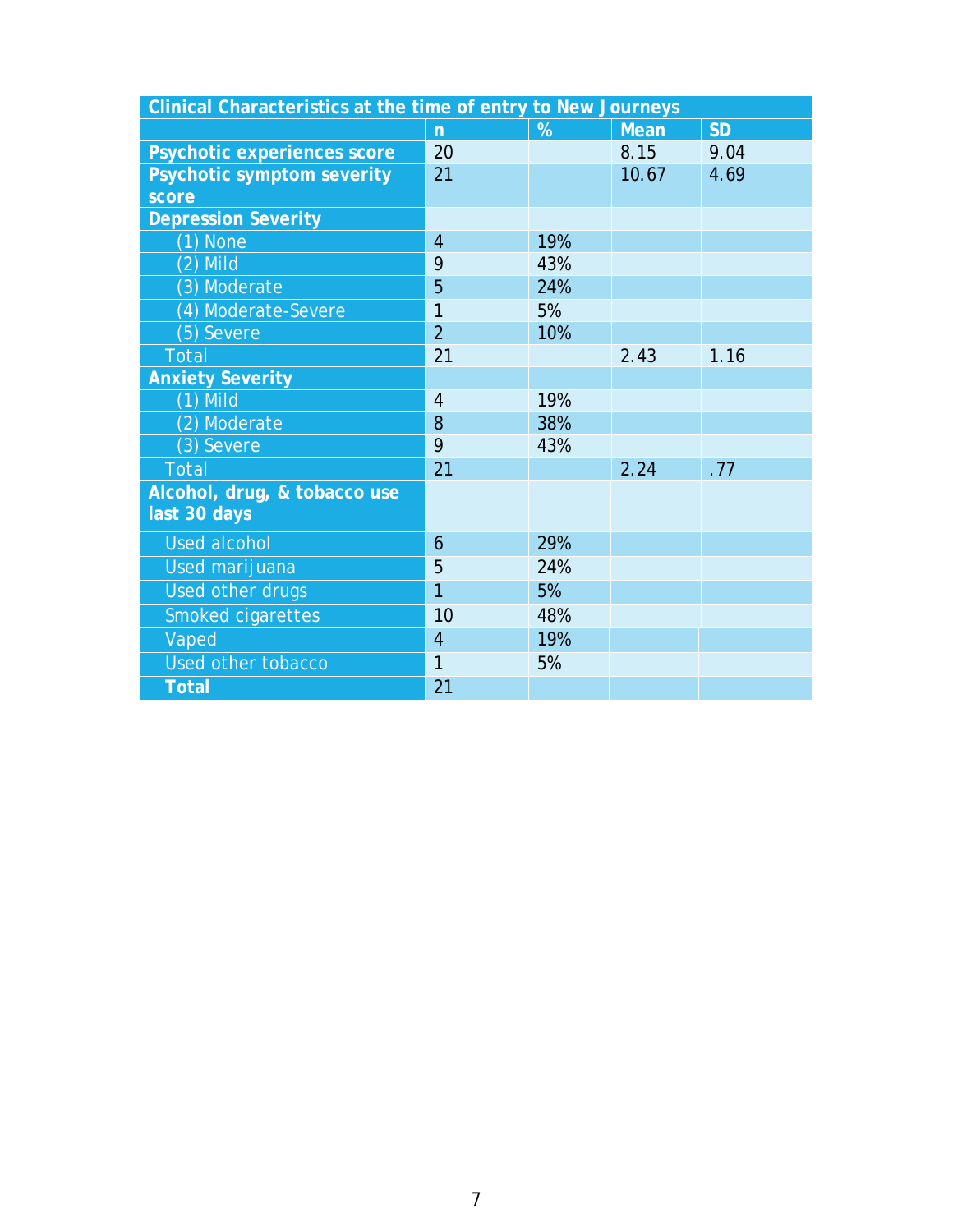| Clinical Characteristics at the time of entry to New Journeys | | | | |
|---|---|---|---|---|
| | **n** | **%** | **Mean** | **SD** |
| **Psychotic experiences score** | 20 | | 8.15 | 9.04 |
| **Psychotic symptom severity score** | 21 | | 10.67 | 4.69 |
| **Depression Severity** | | | | |
| (1) None | 4 | 19% | | |
| (2) Mild | 9 | 43% | | |
| (3) Moderate | 5 | 24% | | |
| (4) Moderate-Severe | 1 | 5% | | |
| (5) Severe | 2 | 10% | | |
| Total | 21 | | 2.43 | 1.16 |
| **Anxiety Severity** | | | | |
| (1) Mild | 4 | 19% | | |
| (2) Moderate | 8 | 38% | | |
| (3) Severe | 9 | 43% | | |
| Total | 21 | | 2.24 | .77 |
| **Alcohol, drug, & tobacco use last 30 days** | | | | |
| Used alcohol | 6 | 29% | | |
| Used marijuana | 5 | 24% | | |
| Used other drugs | 1 | 5% | | |
| Smoked cigarettes | 10 | 48% | | |
| Vaped | 4 | 19% | | |
| Used other tobacco | 1 | 5% | | |
| **Total** | 21 | | | |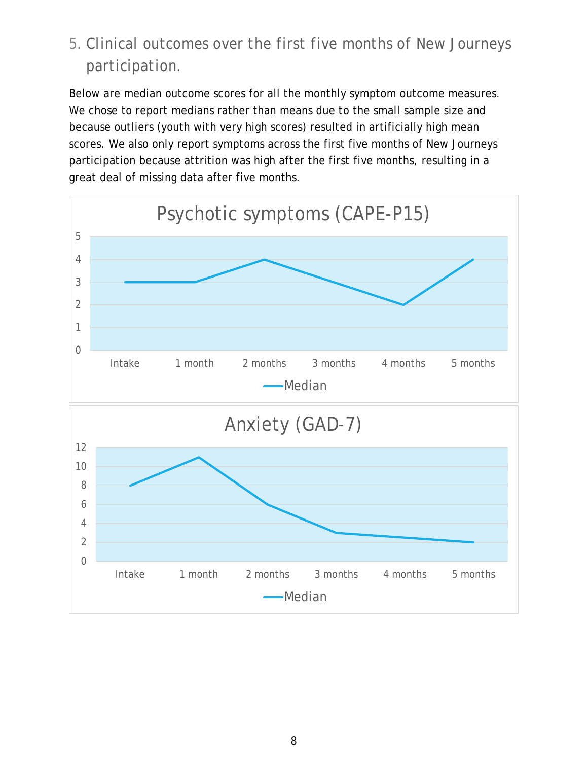## 5. Clinical outcomes over the first five months of New Journeys participation.

Below are median outcome scores for all the monthly symptom outcome measures. We chose to report medians rather than means due to the small sample size and because outliers (youth with very high scores) resulted in artificially high mean scores. We also only report symptoms across the first five months of New Journeys participation because attrition was high after the first five months, resulting in a great deal of missing data after five months.

**Psychotic symptoms (CAPE-P15)**

| | Intake | 1 month | 2 months | 3 months | 4 months | 5 months |
|---|---|---|---|---|---|---|
| Median | 3 | 3 | 4 | 3 | 2 | 4 |

**Anxiety (GAD-7)**

| | Intake | 1 month | 2 months | 3 months | 4 months | 5 months |
|---|---|---|---|---|---|---|
| Median | 8 | 11 | 6 | 3 | 2.5 | 2 |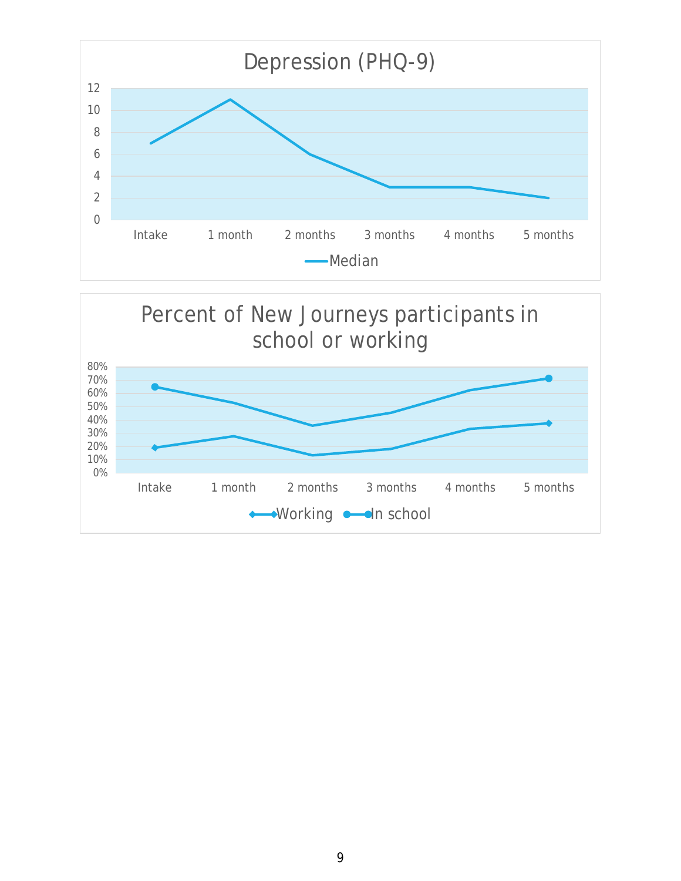## Depression (PHQ-9)

| | Intake | 1 month | 2 months | 3 months | 4 months | 5 months |
|---|---|---|---|---|---|---|
| Median | 7 | 11 | 6 | 3 | 3 | 2 |

## Percent of New Journeys participants in school or working

| | Intake | 1 month | 2 months | 3 months | 4 months | 5 months |
|---|---|---|---|---|---|---|
| Working | 19% | 28% | 13% | 18% | 33% | 37% |
| In school | 65% | 53% | 36% | 45% | 62% | 71% |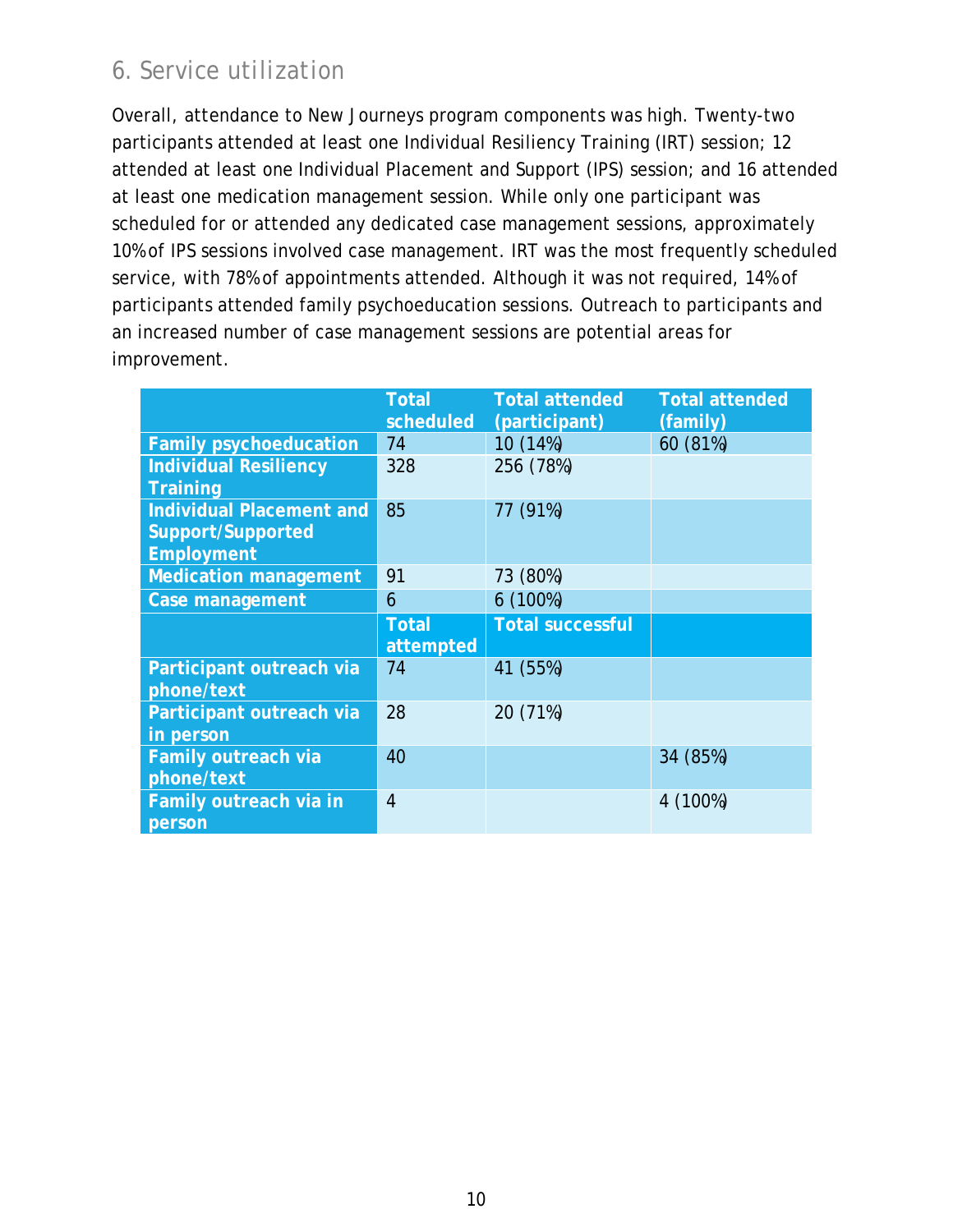## 6. Service utilization

Overall, attendance to New Journeys program components was high. Twenty-two participants attended at least one Individual Resiliency Training (IRT) session; 12 attended at least one Individual Placement and Support (IPS) session; and 16 attended at least one medication management session. While only one participant was scheduled for or attended any dedicated case management sessions, approximately 10% of IPS sessions involved case management. IRT was the most frequently scheduled service, with 78% of appointments attended. Although it was not required, 14% of participants attended family psychoeducation sessions. Outreach to participants and an increased number of case management sessions are potential areas for improvement.

| | Total scheduled | Total attended (participant) | Total attended (family) |
|---|---|---|---|
| **Family psychoeducation** | 74 | 10 (14%) | 60 (81%) |
| **Individual Resiliency Training** | 328 | 256 (78%) | |
| **Individual Placement and Support/Supported Employment** | 85 | 77 (91%) | |
| **Medication management** | 91 | 73 (80%) | |
| **Case management** | 6 | 6 (100%) | |
| | **Total attempted** | **Total successful** | |
| **Participant outreach via phone/text** | 74 | 41 (55%) | |
| **Participant outreach via in person** | 28 | 20 (71%) | |
| **Family outreach via phone/text** | 40 | | 34 (85%) |
| **Family outreach via in person** | 4 | | 4 (100%) |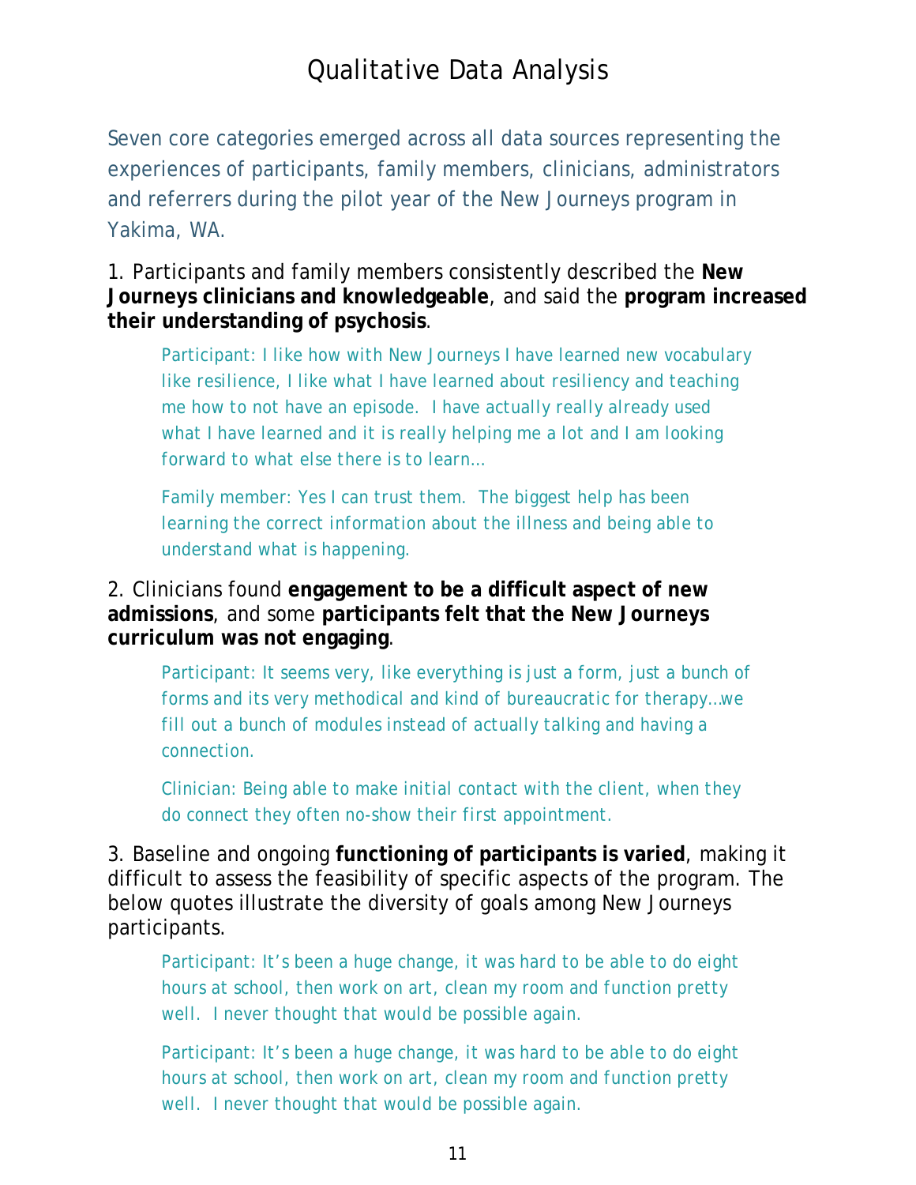# Qualitative Data Analysis

Seven core categories emerged across all data sources representing the experiences of participants, family members, clinicians, administrators and referrers during the pilot year of the New Journeys program in Yakima, WA.

1. Participants and family members consistently described the **New Journeys clinicians and knowledgeable**, and said the **program increased their understanding of psychosis**.

> Participant: I like how with New Journeys I have learned new vocabulary like resilience, I like what I have learned about resiliency and teaching me how to not have an episode. I have actually really already used what I have learned and it is really helping me a lot and I am looking forward to what else there is to learn…
>
> Family member: Yes I can trust them. The biggest help has been learning the correct information about the illness and being able to understand what is happening.

2. Clinicians found **engagement to be a difficult aspect of new admissions**, and some **participants felt that the New Journeys curriculum was not engaging**.

> Participant: It seems very, like everything is just a form, just a bunch of forms and its very methodical and kind of bureaucratic for therapy…we fill out a bunch of modules instead of actually talking and having a connection.
>
> Clinician: Being able to make initial contact with the client, when they do connect they often no-show their first appointment.

3. Baseline and ongoing **functioning of participants is varied**, making it difficult to assess the feasibility of specific aspects of the program. The below quotes illustrate the diversity of goals among New Journeys participants.

> Participant: It's been a huge change, it was hard to be able to do eight hours at school, then work on art, clean my room and function pretty well. I never thought that would be possible again.
>
> Participant: It's been a huge change, it was hard to be able to do eight hours at school, then work on art, clean my room and function pretty well. I never thought that would be possible again.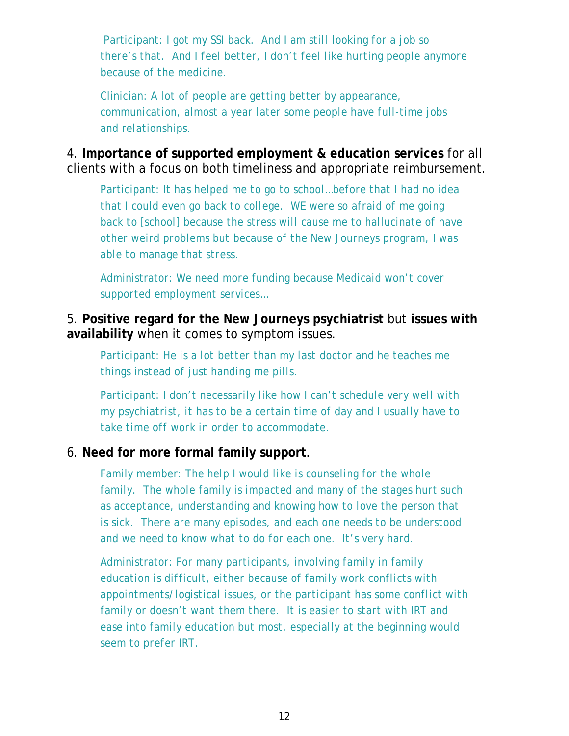Participant: I got my SSI back. And I am still looking for a job so there's that. And I feel better, I don't feel like hurting people anymore because of the medicine.

Clinician: A lot of people are getting better by appearance, communication, almost a year later some people have full-time jobs and relationships.

4. **Importance of supported employment & education services** for all clients with a focus on both timeliness and appropriate reimbursement.

Participant: It has helped me to go to school…before that I had no idea that I could even go back to college. WE were so afraid of me going back to [school] because the stress will cause me to hallucinate of have other weird problems but because of the New Journeys program, I was able to manage that stress.

Administrator: We need more funding because Medicaid won't cover supported employment services…

5. **Positive regard for the New Journeys psychiatrist** but **issues with availability** when it comes to symptom issues.

Participant: He is a lot better than my last doctor and he teaches me things instead of just handing me pills.

Participant: I don't necessarily like how I can't schedule very well with my psychiatrist, it has to be a certain time of day and I usually have to take time off work in order to accommodate.

6. **Need for more formal family support**.

Family member: The help I would like is counseling for the whole family. The whole family is impacted and many of the stages hurt such as acceptance, understanding and knowing how to love the person that is sick. There are many episodes, and each one needs to be understood and we need to know what to do for each one. It's very hard.

Administrator: For many participants, involving family in family education is difficult, either because of family work conflicts with appointments/logistical issues, or the participant has some conflict with family or doesn't want them there. It is easier to start with IRT and ease into family education but most, especially at the beginning would seem to prefer IRT.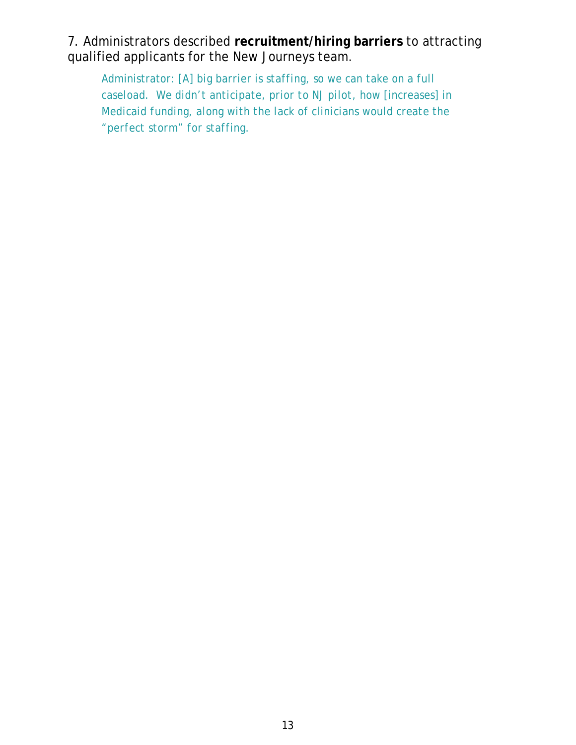7. Administrators described **recruitment/hiring barriers** to attracting qualified applicants for the New Journeys team.

> *Administrator: [A] big barrier is staffing, so we can take on a full caseload. We didn't anticipate, prior to NJ pilot, how [increases] in Medicaid funding, along with the lack of clinicians would create the "perfect storm" for staffing.*